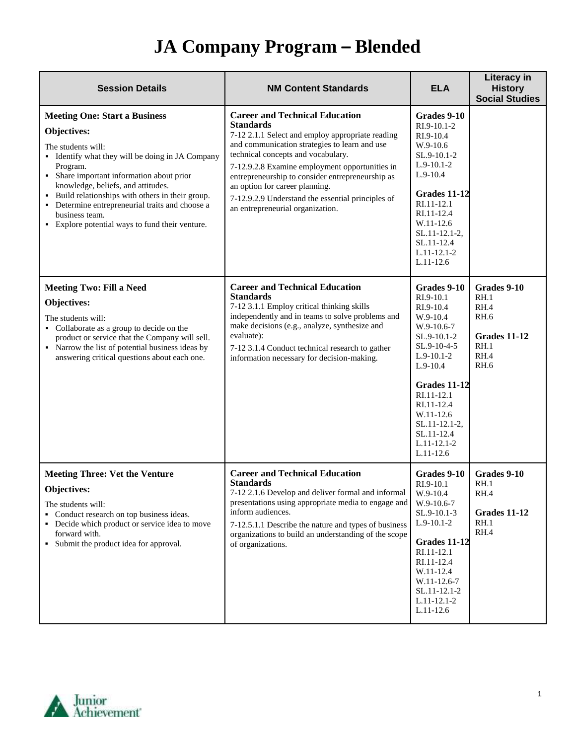# JA Company Program – Blended

| Session Details | NM Content Standards | ELA | Literacy in History Social Studies |
|---|---|---|---|
| **Meeting One: Start a Business**<br>**Objectives:**<br>The students will:<br>▪ Identify what they will be doing in JA Company Program.<br>▪ Share important information about prior knowledge, beliefs, and attitudes.<br>▪ Build relationships with others in their group.<br>▪ Determine entrepreneurial traits and choose a business team.<br>▪ Explore potential ways to fund their venture. | **Career and Technical Education Standards**<br>7-12 2.1.1 Select and employ appropriate reading and communication strategies to learn and use technical concepts and vocabulary.<br>7-12.9.2.8 Examine employment opportunities in entrepreneurship to consider entrepreneurship as an option for career planning.<br>7-12.9.2.9 Understand the essential principles of an entrepreneurial organization. | **Grades 9-10**<br>RI.9-10.1-2<br>RI.9-10.4<br>W.9-10.6<br>SL.9-10.1-2<br>L.9-10.1-2<br>L.9-10.4<br><br>**Grades 11-12**<br>RI.11-12.1<br>RI.11-12.4<br>W.11-12.6<br>SL.11-12.1-2,<br>SL.11-12.4<br>L.11-12.1-2<br>L.11-12.6 | |
| **Meeting Two: Fill a Need**<br>**Objectives:**<br>The students will:<br>▪ Collaborate as a group to decide on the product or service that the Company will sell.<br>▪ Narrow the list of potential business ideas by answering critical questions about each one. | **Career and Technical Education Standards**<br>7-12 3.1.1 Employ critical thinking skills independently and in teams to solve problems and make decisions (e.g., analyze, synthesize and evaluate):<br>7-12 3.1.4 Conduct technical research to gather information necessary for decision-making. | **Grades 9-10**<br>RI.9-10.1<br>RI.9-10.4<br>W.9-10.4<br>W.9-10.6-7<br>SL.9-10.1-2<br>SL.9-10-4-5<br>L.9-10.1-2<br>L.9-10.4<br><br>**Grades 11-12**<br>RI.11-12.1<br>RI.11-12.4<br>W.11-12.6<br>SL.11-12.1-2,<br>SL.11-12.4<br>L.11-12.1-2<br>L.11-12.6 | **Grades 9-10**<br>RH.1<br>RH.4<br>RH.6<br><br>**Grades 11-12**<br>RH.1<br>RH.4<br>RH.6 |
| **Meeting Three: Vet the Venture**<br>**Objectives:**<br>The students will:<br>▪ Conduct research on top business ideas.<br>▪ Decide which product or service idea to move forward with.<br>▪ Submit the product idea for approval. | **Career and Technical Education Standards**<br>7-12 2.1.6 Develop and deliver formal and informal presentations using appropriate media to engage and inform audiences.<br>7-12.5.1.1 Describe the nature and types of business organizations to build an understanding of the scope of organizations. | **Grades 9-10**<br>RI.9-10.1<br>W.9-10.4<br>W.9-10.6-7<br>SL.9-10.1-3<br>L.9-10.1-2<br><br>**Grades 11-12**<br>RI.11-12.1<br>RI.11-12.4<br>W.11-12.4<br>W.11-12.6-7<br>SL.11-12.1-2<br>L.11-12.1-2<br>L.11-12.6 | **Grades 9-10**<br>RH.1<br>RH.4<br><br>**Grades 11-12**<br>RH.1<br>RH.4 |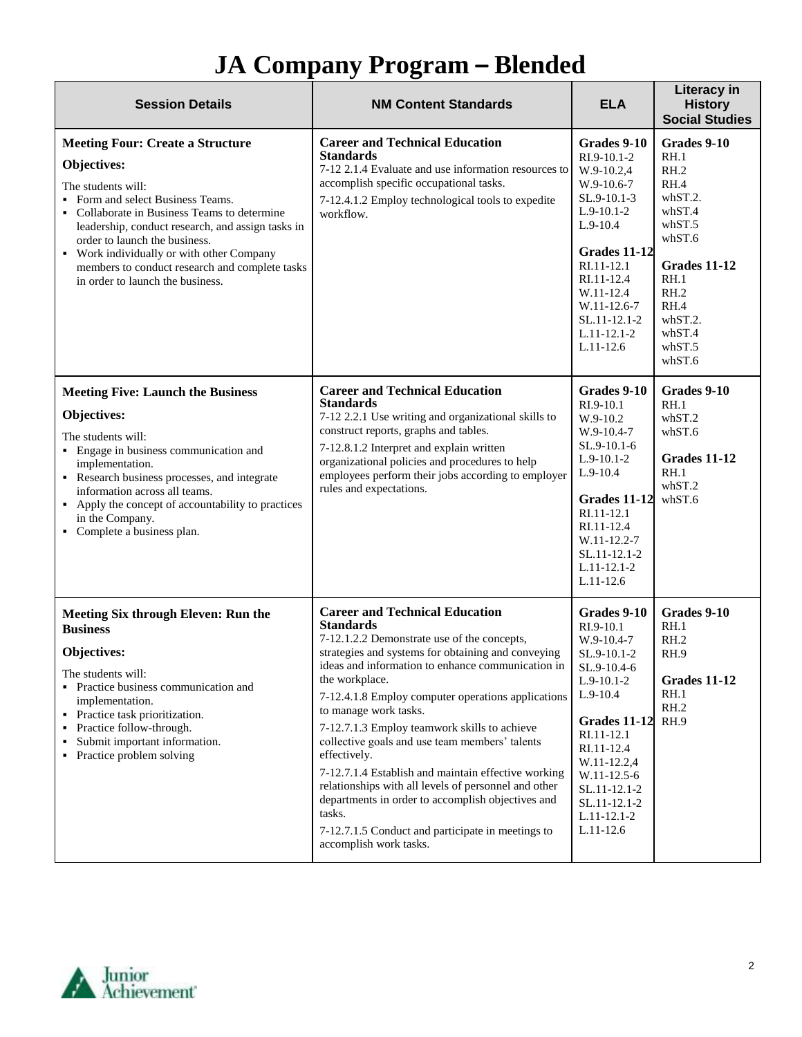# JA Company Program – Blended

| Session Details | NM Content Standards | ELA | Literacy in History Social Studies |
|---|---|---|---|
| **Meeting Four: Create a Structure**<br>**Objectives:**<br>The students will:<br>▪ Form and select Business Teams.<br>▪ Collaborate in Business Teams to determine leadership, conduct research, and assign tasks in order to launch the business.<br>▪ Work individually or with other Company members to conduct research and complete tasks in order to launch the business. | **Career and Technical Education Standards**<br>7-12 2.1.4 Evaluate and use information resources to accomplish specific occupational tasks.<br>7-12.4.1.2 Employ technological tools to expedite workflow. | **Grades 9-10**<br>RI.9-10.1-2<br>W.9-10.2,4<br>W.9-10.6-7<br>SL.9-10.1-3<br>L.9-10.1-2<br>L.9-10.4<br>**Grades 11-12**<br>RI.11-12.1<br>RI.11-12.4<br>W.11-12.4<br>W.11-12.6-7<br>SL.11-12.1-2<br>L.11-12.1-2<br>L.11-12.6 | **Grades 9-10**<br>RH.1<br>RH.2<br>RH.4<br>whST.2.<br>whST.4<br>whST.5<br>whST.6<br>**Grades 11-12**<br>RH.1<br>RH.2<br>RH.4<br>whST.2.<br>whST.4<br>whST.5<br>whST.6 |
| **Meeting Five: Launch the Business**<br>**Objectives:**<br>The students will:<br>▪ Engage in business communication and implementation.<br>▪ Research business processes, and integrate information across all teams.<br>▪ Apply the concept of accountability to practices in the Company.<br>▪ Complete a business plan. | **Career and Technical Education Standards**<br>7-12 2.2.1 Use writing and organizational skills to construct reports, graphs and tables.<br>7-12.8.1.2 Interpret and explain written organizational policies and procedures to help employees perform their jobs according to employer rules and expectations. | **Grades 9-10**<br>RI.9-10.1<br>W.9-10.2<br>W.9-10.4-7<br>SL.9-10.1-6<br>L.9-10.1-2<br>L.9-10.4<br>**Grades 11-12**<br>RI.11-12.1<br>RI.11-12.4<br>W.11-12.2-7<br>SL.11-12.1-2<br>L.11-12.1-2<br>L.11-12.6 | **Grades 9-10**<br>RH.1<br>whST.2<br>whST.6<br>**Grades 11-12**<br>RH.1<br>whST.2<br>whST.6 |
| **Meeting Six through Eleven: Run the Business**<br>**Objectives:**<br>The students will:<br>▪ Practice business communication and implementation.<br>▪ Practice task prioritization.<br>▪ Practice follow-through.<br>▪ Submit important information.<br>▪ Practice problem solving | **Career and Technical Education Standards**<br>7-12.1.2.2 Demonstrate use of the concepts, strategies and systems for obtaining and conveying ideas and information to enhance communication in the workplace.<br>7-12.4.1.8 Employ computer operations applications to manage work tasks.<br>7-12.7.1.3 Employ teamwork skills to achieve collective goals and use team members' talents effectively.<br>7-12.7.1.4 Establish and maintain effective working relationships with all levels of personnel and other departments in order to accomplish objectives and tasks.<br>7-12.7.1.5 Conduct and participate in meetings to accomplish work tasks. | **Grades 9-10**<br>RI.9-10.1<br>W.9-10.4-7<br>SL.9-10.1-2<br>SL.9-10.4-6<br>L.9-10.1-2<br>L.9-10.4<br>**Grades 11-12**<br>RI.11-12.1<br>RI.11-12.4<br>W.11-12.2,4<br>W.11-12.5-6<br>SL.11-12.1-2<br>SL.11-12.1-2<br>L.11-12.1-2<br>L.11-12.6 | **Grades 9-10**<br>RH.1<br>RH.2<br>RH.9<br>**Grades 11-12**<br>RH.1<br>RH.2<br>RH.9 |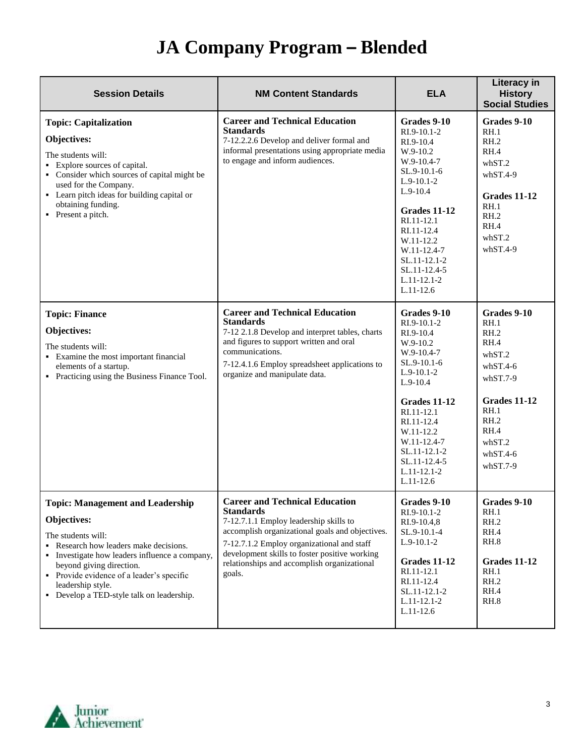# JA Company Program – Blended

| Session Details | NM Content Standards | ELA | Literacy in History Social Studies |
|---|---|---|---|
| **Topic: Capitalization**<br><br>**Objectives:**<br><br>The students will:<br>▪ Explore sources of capital.<br>▪ Consider which sources of capital might be used for the Company.<br>▪ Learn pitch ideas for building capital or obtaining funding.<br>▪ Present a pitch. | **Career and Technical Education Standards**<br>7-12.2.2.6 Develop and deliver formal and informal presentations using appropriate media to engage and inform audiences. | **Grades 9-10**<br>RI.9-10.1-2<br>RI.9-10.4<br>W.9-10.2<br>W.9-10.4-7<br>SL.9-10.1-6<br>L.9-10.1-2<br>L.9-10.4<br><br>**Grades 11-12**<br>RI.11-12.1<br>RI.11-12.4<br>W.11-12.2<br>W.11-12.4-7<br>SL.11-12.1-2<br>SL.11-12.4-5<br>L.11-12.1-2<br>L.11-12.6 | **Grades 9-10**<br>RH.1<br>RH.2<br>RH.4<br>whST.2<br>whST.4-9<br><br>**Grades 11-12**<br>RH.1<br>RH.2<br>RH.4<br>whST.2<br>whST.4-9 |
| **Topic: Finance**<br><br>**Objectives:**<br><br>The students will:<br>▪ Examine the most important financial elements of a startup.<br>▪ Practicing using the Business Finance Tool. | **Career and Technical Education Standards**<br>7-12 2.1.8 Develop and interpret tables, charts and figures to support written and oral communications.<br>7-12.4.1.6 Employ spreadsheet applications to organize and manipulate data. | **Grades 9-10**<br>RI.9-10.1-2<br>RI.9-10.4<br>W.9-10.2<br>W.9-10.4-7<br>SL.9-10.1-6<br>L.9-10.1-2<br>L.9-10.4<br><br>**Grades 11-12**<br>RI.11-12.1<br>RI.11-12.4<br>W.11-12.2<br>W.11-12.4-7<br>SL.11-12.1-2<br>SL.11-12.4-5<br>L.11-12.1-2<br>L.11-12.6 | **Grades 9-10**<br>RH.1<br>RH.2<br>RH.4<br>whST.2<br>whST.4-6<br>whST.7-9<br><br>**Grades 11-12**<br>RH.1<br>RH.2<br>RH.4<br>whST.2<br>whST.4-6<br>whST.7-9 |
| **Topic: Management and Leadership**<br><br>**Objectives:**<br><br>The students will:<br>▪ Research how leaders make decisions.<br>▪ Investigate how leaders influence a company, beyond giving direction.<br>▪ Provide evidence of a leader's specific leadership style.<br>▪ Develop a TED-style talk on leadership. | **Career and Technical Education Standards**<br>7-12.7.1.1 Employ leadership skills to accomplish organizational goals and objectives.<br>7-12.7.1.2 Employ organizational and staff development skills to foster positive working relationships and accomplish organizational goals. | **Grades 9-10**<br>RI.9-10.1-2<br>RI.9-10.4,8<br>SL.9-10.1-4<br>L.9-10.1-2<br><br>**Grades 11-12**<br>RI.11-12.1<br>RI.11-12.4<br>SL.11-12.1-2<br>L.11-12.1-2<br>L.11-12.6 | **Grades 9-10**<br>RH.1<br>RH.2<br>RH.4<br>RH.8<br><br>**Grades 11-12**<br>RH.1<br>RH.2<br>RH.4<br>RH.8 |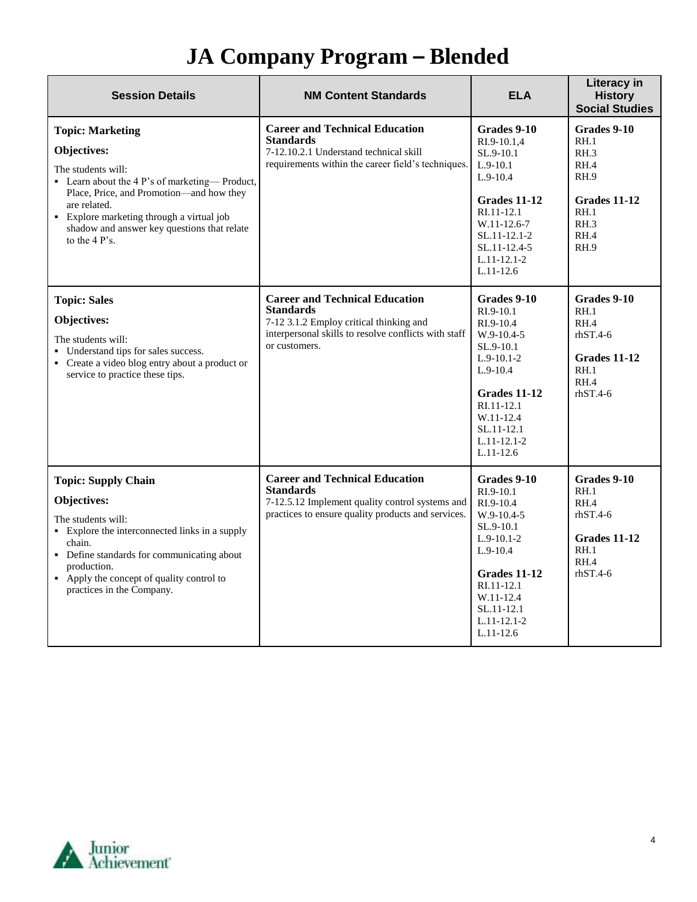# JA Company Program – Blended

| Session Details | NM Content Standards | ELA | Literacy in History Social Studies |
|---|---|---|---|
| **Topic: Marketing**<br>**Objectives:**<br>The students will:<br>▪ Learn about the 4 P's of marketing— Product, Place, Price, and Promotion—and how they are related.<br>▪ Explore marketing through a virtual job shadow and answer key questions that relate to the 4 P's. | **Career and Technical Education Standards**<br>7-12.10.2.1 Understand technical skill requirements within the career field's techniques. | **Grades 9-10**<br>RI.9-10.1,4<br>SL.9-10.1<br>L.9-10.1<br>L.9-10.4<br><br>**Grades 11-12**<br>RI.11-12.1<br>W.11-12.6-7<br>SL.11-12.1-2<br>SL.11-12.4-5<br>L.11-12.1-2<br>L.11-12.6 | **Grades 9-10**<br>RH.1<br>RH.3<br>RH.4<br>RH.9<br><br>**Grades 11-12**<br>RH.1<br>RH.3<br>RH.4<br>RH.9 |
| **Topic: Sales**<br>**Objectives:**<br>The students will:<br>▪ Understand tips for sales success.<br>▪ Create a video blog entry about a product or service to practice these tips. | **Career and Technical Education Standards**<br>7-12 3.1.2 Employ critical thinking and interpersonal skills to resolve conflicts with staff or customers. | **Grades 9-10**<br>RI.9-10.1<br>RI.9-10.4<br>W.9-10.4-5<br>SL.9-10.1<br>L.9-10.1-2<br>L.9-10.4<br><br>**Grades 11-12**<br>RI.11-12.1<br>W.11-12.4<br>SL.11-12.1<br>L.11-12.1-2<br>L.11-12.6 | **Grades 9-10**<br>RH.1<br>RH.4<br>rhST.4-6<br><br>**Grades 11-12**<br>RH.1<br>RH.4<br>rhST.4-6 |
| **Topic: Supply Chain**<br>**Objectives:**<br>The students will:<br>▪ Explore the interconnected links in a supply chain.<br>▪ Define standards for communicating about production.<br>▪ Apply the concept of quality control to practices in the Company. | **Career and Technical Education Standards**<br>7-12.5.12 Implement quality control systems and practices to ensure quality products and services. | **Grades 9-10**<br>RI.9-10.1<br>RI.9-10.4<br>W.9-10.4-5<br>SL.9-10.1<br>L.9-10.1-2<br>L.9-10.4<br><br>**Grades 11-12**<br>RI.11-12.1<br>W.11-12.4<br>SL.11-12.1<br>L.11-12.1-2<br>L.11-12.6 | **Grades 9-10**<br>RH.1<br>RH.4<br>rhST.4-6<br><br>**Grades 11-12**<br>RH.1<br>RH.4<br>rhST.4-6 |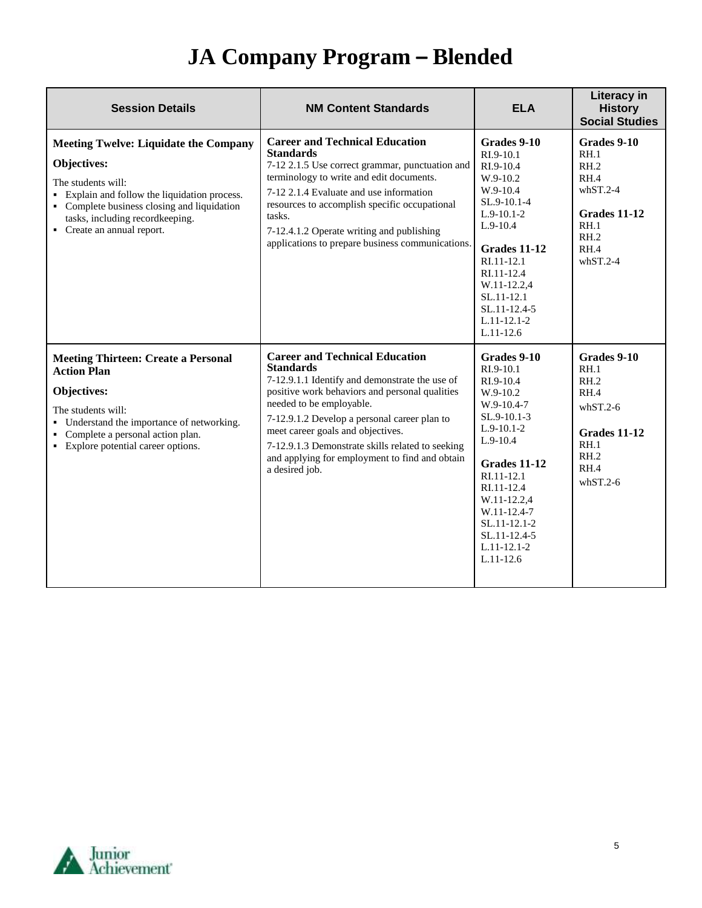# JA Company Program – Blended

| Session Details | NM Content Standards | ELA | Literacy in History Social Studies |
|---|---|---|---|
| **Meeting Twelve: Liquidate the Company**<br><br>**Objectives:**<br><br>The students will:<br>▪ Explain and follow the liquidation process.<br>▪ Complete business closing and liquidation tasks, including recordkeeping.<br>▪ Create an annual report. | **Career and Technical Education Standards**<br>7-12 2.1.5 Use correct grammar, punctuation and terminology to write and edit documents.<br>7-12 2.1.4 Evaluate and use information resources to accomplish specific occupational tasks.<br>7-12.4.1.2 Operate writing and publishing applications to prepare business communications. | **Grades 9-10**<br>RI.9-10.1<br>RI.9-10.4<br>W.9-10.2<br>W.9-10.4<br>SL.9-10.1-4<br>L.9-10.1-2<br>L.9-10.4<br><br>**Grades 11-12**<br>RI.11-12.1<br>RI.11-12.4<br>W.11-12.2,4<br>SL.11-12.1<br>SL.11-12.4-5<br>L.11-12.1-2<br>L.11-12.6 | **Grades 9-10**<br>RH.1<br>RH.2<br>RH.4<br>whST.2-4<br><br>**Grades 11-12**<br>RH.1<br>RH.2<br>RH.4<br>whST.2-4 |
| **Meeting Thirteen: Create a Personal Action Plan**<br><br>**Objectives:**<br><br>The students will:<br>▪ Understand the importance of networking.<br>▪ Complete a personal action plan.<br>▪ Explore potential career options. | **Career and Technical Education Standards**<br>7-12.9.1.1 Identify and demonstrate the use of positive work behaviors and personal qualities needed to be employable.<br>7-12.9.1.2 Develop a personal career plan to meet career goals and objectives.<br>7-12.9.1.3 Demonstrate skills related to seeking and applying for employment to find and obtain a desired job. | **Grades 9-10**<br>RI.9-10.1<br>RI.9-10.4<br>W.9-10.2<br>W.9-10.4-7<br>SL.9-10.1-3<br>L.9-10.1-2<br>L.9-10.4<br><br>**Grades 11-12**<br>RI.11-12.1<br>RI.11-12.4<br>W.11-12.2,4<br>W.11-12.4-7<br>SL.11-12.1-2<br>SL.11-12.4-5<br>L.11-12.1-2<br>L.11-12.6 | **Grades 9-10**<br>RH.1<br>RH.2<br>RH.4<br>whST.2-6<br><br>**Grades 11-12**<br>RH.1<br>RH.2<br>RH.4<br>whST.2-6 |